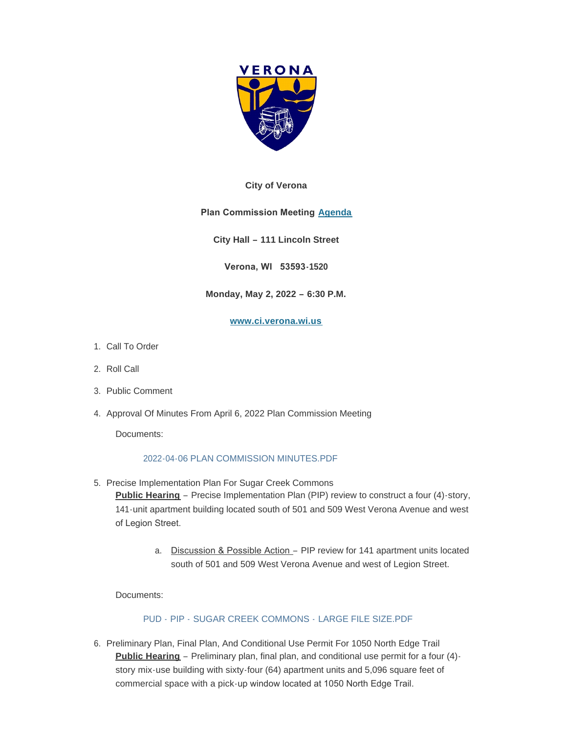**City of Verona**

**Plan Commission Meeting Agenda**

**City Hall – 111 Lincoln Street**

**Verona, WI 53593-1520**

**Monday, May 2, 2022 – 6:30 P.M.**

**www.ci.verona.wi.us**

1. Call To Order
2. Roll Call
3. Public Comment
4. Approval Of Minutes From April 6, 2022 Plan Commission Meeting

   Documents:

   2022-04-06 PLAN COMMISSION MINUTES.PDF

5. Precise Implementation Plan For Sugar Creek Commons
   **Public Hearing** – Precise Implementation Plan (PIP) review to construct a four (4)-story, 141-unit apartment building located south of 501 and 509 West Verona Avenue and west of Legion Street.

   a. Discussion & Possible Action – PIP review for 141 apartment units located south of 501 and 509 West Verona Avenue and west of Legion Street.

   Documents:

   PUD - PIP - SUGAR CREEK COMMONS - LARGE FILE SIZE.PDF

6. Preliminary Plan, Final Plan, And Conditional Use Permit For 1050 North Edge Trail
   **Public Hearing** – Preliminary plan, final plan, and conditional use permit for a four (4)-story mix-use building with sixty-four (64) apartment units and 5,096 square feet of commercial space with a pick-up window located at 1050 North Edge Trail.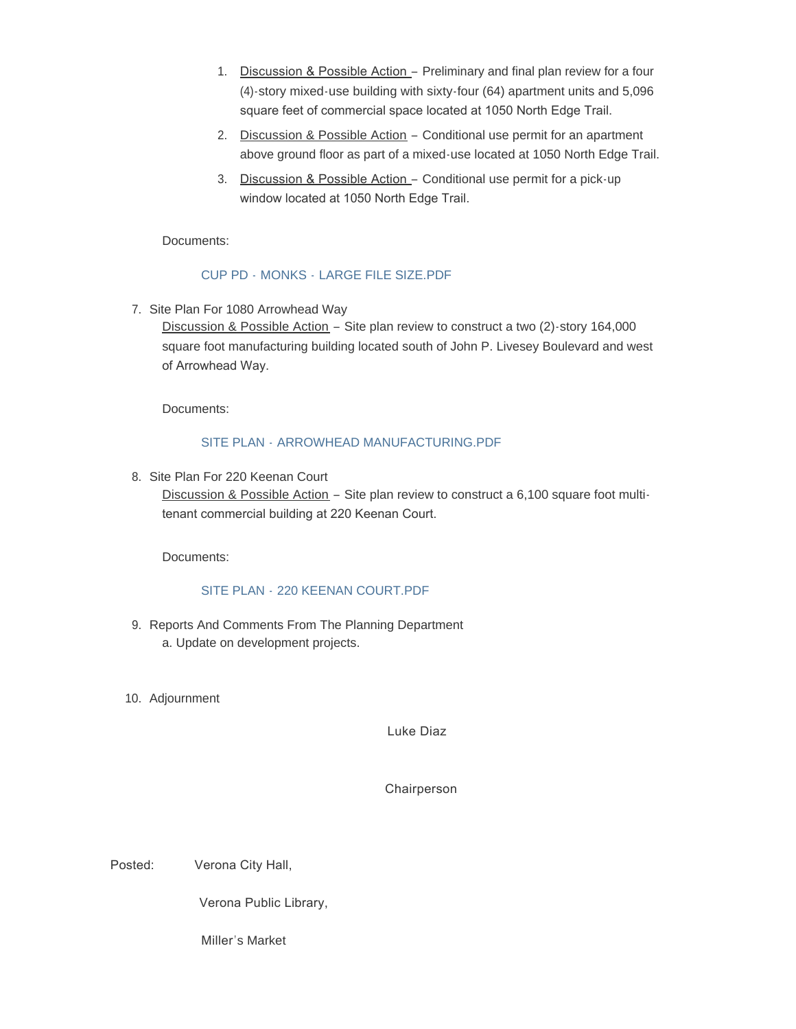1. Discussion & Possible Action – Preliminary and final plan review for a four (4)-story mixed-use building with sixty-four (64) apartment units and 5,096 square feet of commercial space located at 1050 North Edge Trail.
2. Discussion & Possible Action – Conditional use permit for an apartment above ground floor as part of a mixed-use located at 1050 North Edge Trail.
3. Discussion & Possible Action – Conditional use permit for a pick-up window located at 1050 North Edge Trail.

Documents:

CUP PD - MONKS - LARGE FILE SIZE.PDF

7. Site Plan For 1080 Arrowhead Way
   Discussion & Possible Action – Site plan review to construct a two (2)-story 164,000 square foot manufacturing building located south of John P. Livesey Boulevard and west of Arrowhead Way.

   Documents:

   SITE PLAN - ARROWHEAD MANUFACTURING.PDF

8. Site Plan For 220 Keenan Court
   Discussion & Possible Action – Site plan review to construct a 6,100 square foot multi-tenant commercial building at 220 Keenan Court.

   Documents:

   SITE PLAN - 220 KEENAN COURT.PDF

9. Reports And Comments From The Planning Department
   a. Update on development projects.

10. Adjournment

Luke Diaz

Chairperson

Posted: Verona City Hall,

Verona Public Library,

Miller's Market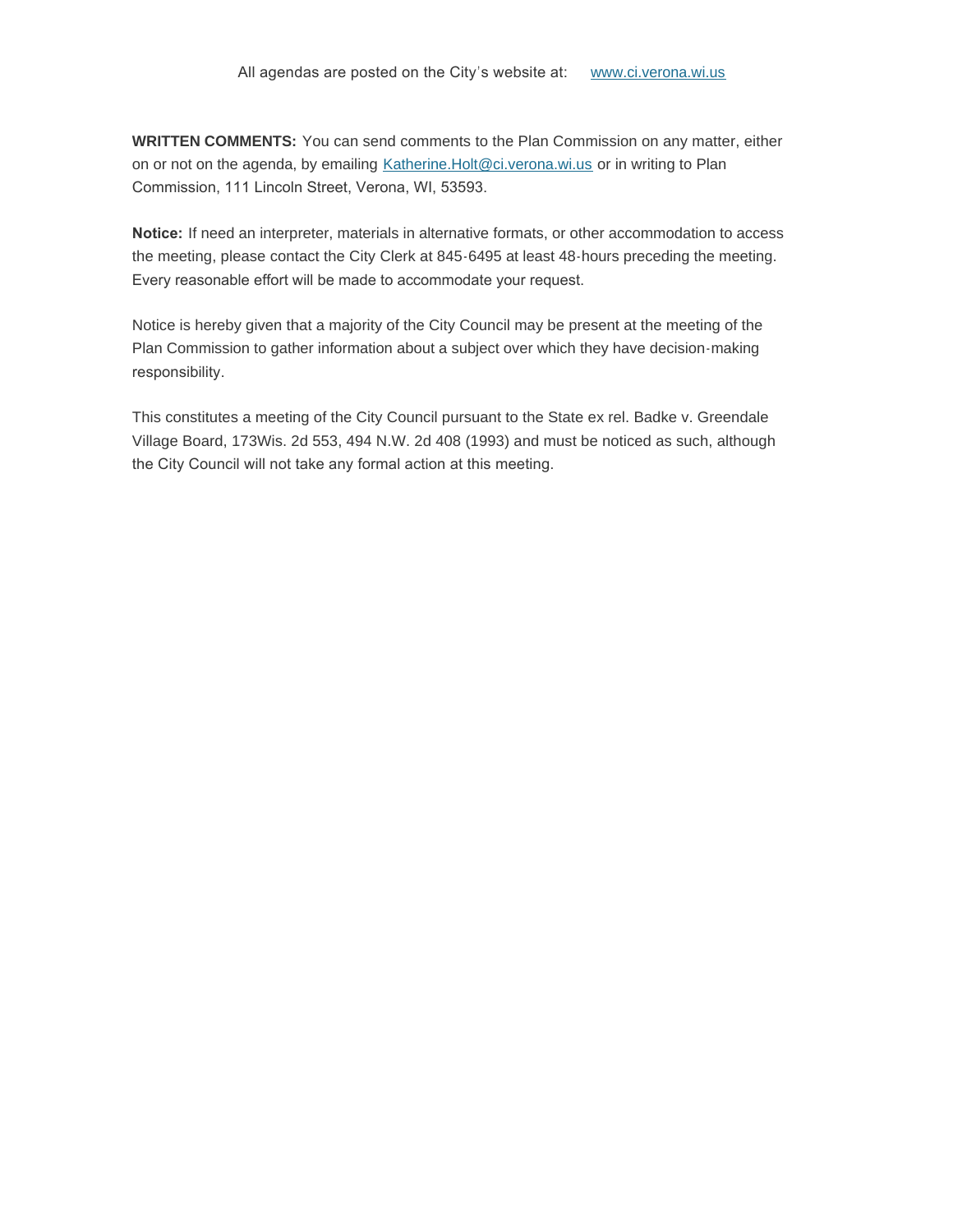All agendas are posted on the City's website at: [www.ci.verona.wi.us](http://www.ci.verona.wi.us)

**WRITTEN COMMENTS:** You can send comments to the Plan Commission on any matter, either on or not on the agenda, by emailing [Katherine.Holt@ci.verona.wi.us](mailto:Katherine.Holt@ci.verona.wi.us) or in writing to Plan Commission, 111 Lincoln Street, Verona, WI, 53593.

**Notice:** If need an interpreter, materials in alternative formats, or other accommodation to access the meeting, please contact the City Clerk at 845-6495 at least 48-hours preceding the meeting. Every reasonable effort will be made to accommodate your request.

Notice is hereby given that a majority of the City Council may be present at the meeting of the Plan Commission to gather information about a subject over which they have decision-making responsibility.

This constitutes a meeting of the City Council pursuant to the State ex rel. Badke v. Greendale Village Board, 173Wis. 2d 553, 494 N.W. 2d 408 (1993) and must be noticed as such, although the City Council will not take any formal action at this meeting.